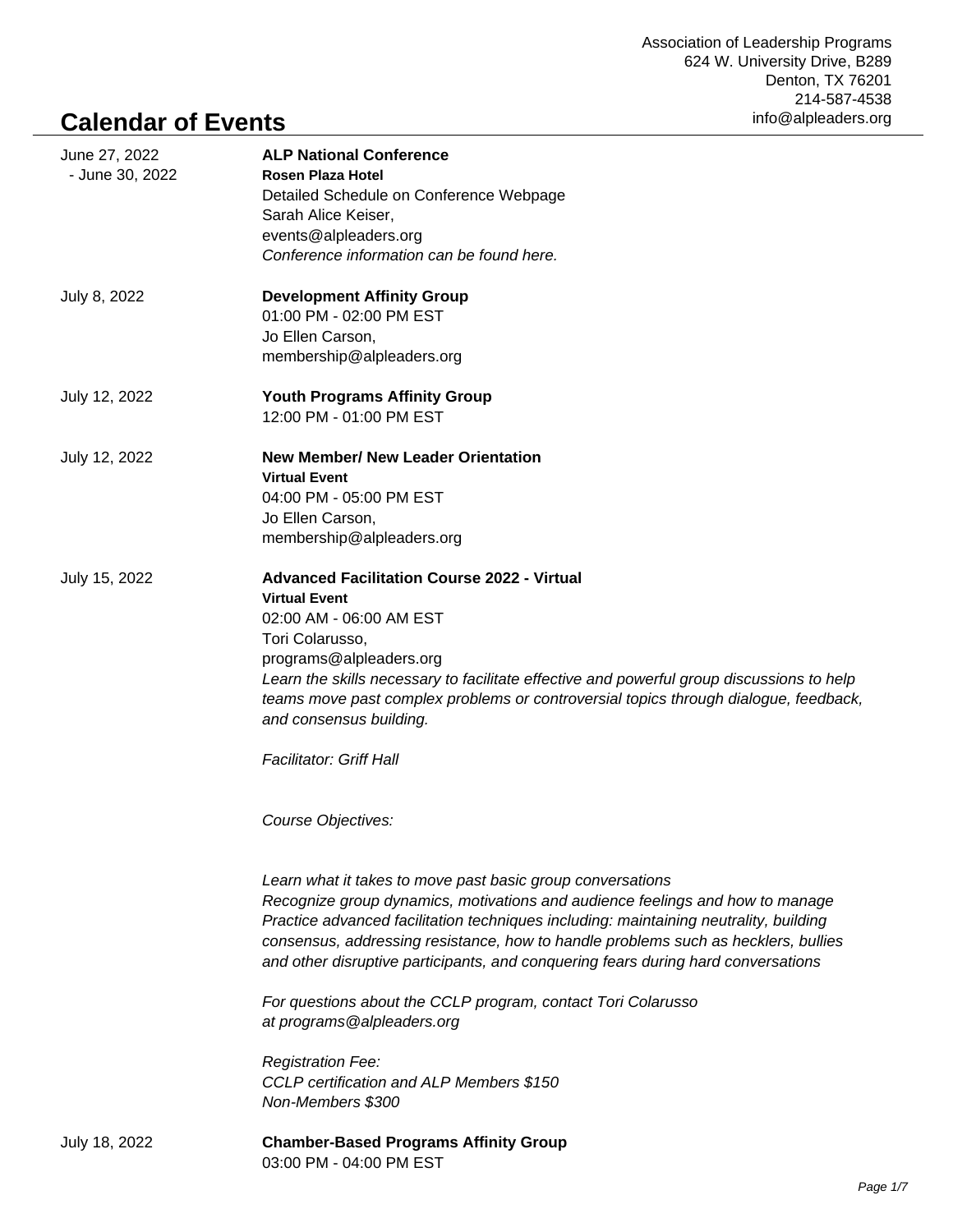Association of Leadership Programs
624 W. University Drive, B289
Denton, TX 76201
214-587-4538
info@alpleaders.org

# Calendar of Events

June 27, 2022 - June 30, 2022

**ALP National Conference**
**Rosen Plaza Hotel**
Detailed Schedule on Conference Webpage
Sarah Alice Keiser,
events@alpleaders.org
*Conference information can be found here.*

July 8, 2022

**Development Affinity Group**
01:00 PM - 02:00 PM EST
Jo Ellen Carson,
membership@alpleaders.org

July 12, 2022

**Youth Programs Affinity Group**
12:00 PM - 01:00 PM EST

July 12, 2022

**New Member/ New Leader Orientation**
**Virtual Event**
04:00 PM - 05:00 PM EST
Jo Ellen Carson,
membership@alpleaders.org

July 15, 2022

**Advanced Facilitation Course 2022 - Virtual**
**Virtual Event**
02:00 AM - 06:00 AM EST
Tori Colarusso,
programs@alpleaders.org
*Learn the skills necessary to facilitate effective and powerful group discussions to help teams move past complex problems or controversial topics through dialogue, feedback, and consensus building.*

*Facilitator: Griff Hall*

*Course Objectives:*

*Learn what it takes to move past basic group conversations*
*Recognize group dynamics, motivations and audience feelings and how to manage*
*Practice advanced facilitation techniques including: maintaining neutrality, building consensus, addressing resistance, how to handle problems such as hecklers, bullies and other disruptive participants, and conquering fears during hard conversations*

*For questions about the CCLP program, contact Tori Colarusso at programs@alpleaders.org*

*Registration Fee:*
*CCLP certification and ALP Members $150*
*Non-Members $300*

July 18, 2022

**Chamber-Based Programs Affinity Group**
03:00 PM - 04:00 PM EST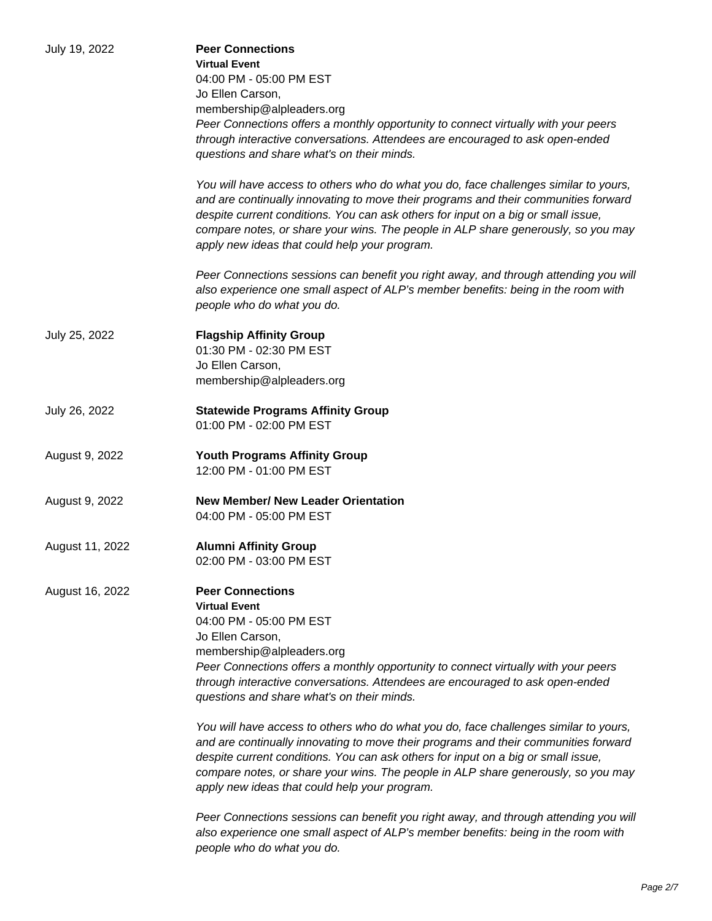July 19, 2022

**Peer Connections**
**Virtual Event**
04:00 PM - 05:00 PM EST
Jo Ellen Carson,
membership@alpleaders.org

*Peer Connections offers a monthly opportunity to connect virtually with your peers through interactive conversations. Attendees are encouraged to ask open-ended questions and share what's on their minds.*

*You will have access to others who do what you do, face challenges similar to yours, and are continually innovating to move their programs and their communities forward despite current conditions. You can ask others for input on a big or small issue, compare notes, or share your wins. The people in ALP share generously, so you may apply new ideas that could help your program.*

*Peer Connections sessions can benefit you right away, and through attending you will also experience one small aspect of ALP's member benefits: being in the room with people who do what you do.*

July 25, 2022

**Flagship Affinity Group**
01:30 PM - 02:30 PM EST
Jo Ellen Carson,
membership@alpleaders.org

July 26, 2022

**Statewide Programs Affinity Group**
01:00 PM - 02:00 PM EST

August 9, 2022

**Youth Programs Affinity Group**
12:00 PM - 01:00 PM EST

August 9, 2022

**New Member/ New Leader Orientation**
04:00 PM - 05:00 PM EST

August 11, 2022

**Alumni Affinity Group**
02:00 PM - 03:00 PM EST

August 16, 2022

**Peer Connections**
**Virtual Event**
04:00 PM - 05:00 PM EST
Jo Ellen Carson,
membership@alpleaders.org

*Peer Connections offers a monthly opportunity to connect virtually with your peers through interactive conversations. Attendees are encouraged to ask open-ended questions and share what's on their minds.*

*You will have access to others who do what you do, face challenges similar to yours, and are continually innovating to move their programs and their communities forward despite current conditions. You can ask others for input on a big or small issue, compare notes, or share your wins. The people in ALP share generously, so you may apply new ideas that could help your program.*

*Peer Connections sessions can benefit you right away, and through attending you will also experience one small aspect of ALP's member benefits: being in the room with people who do what you do.*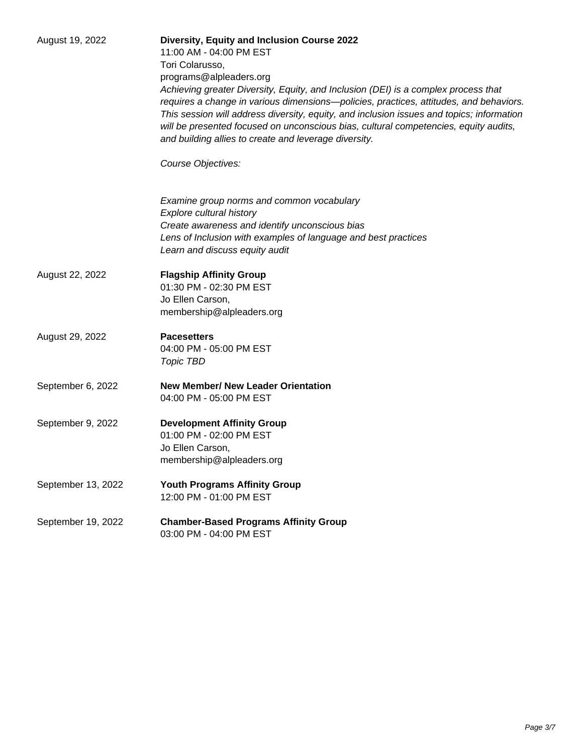August 19, 2022

**Diversity, Equity and Inclusion Course 2022**
11:00 AM - 04:00 PM EST
Tori Colarusso,
programs@alpleaders.org

*Achieving greater Diversity, Equity, and Inclusion (DEI) is a complex process that requires a change in various dimensions—policies, practices, attitudes, and behaviors. This session will address diversity, equity, and inclusion issues and topics; information will be presented focused on unconscious bias, cultural competencies, equity audits, and building allies to create and leverage diversity.*

*Course Objectives:*

*Examine group norms and common vocabulary*
*Explore cultural history*
*Create awareness and identify unconscious bias*
*Lens of Inclusion with examples of language and best practices*
*Learn and discuss equity audit*

August 22, 2022

**Flagship Affinity Group**
01:30 PM - 02:30 PM EST
Jo Ellen Carson,
membership@alpleaders.org

August 29, 2022

**Pacesetters**
04:00 PM - 05:00 PM EST
*Topic TBD*

September 6, 2022

**New Member/ New Leader Orientation**
04:00 PM - 05:00 PM EST

September 9, 2022

**Development Affinity Group**
01:00 PM - 02:00 PM EST
Jo Ellen Carson,
membership@alpleaders.org

September 13, 2022

**Youth Programs Affinity Group**
12:00 PM - 01:00 PM EST

September 19, 2022

**Chamber-Based Programs Affinity Group**
03:00 PM - 04:00 PM EST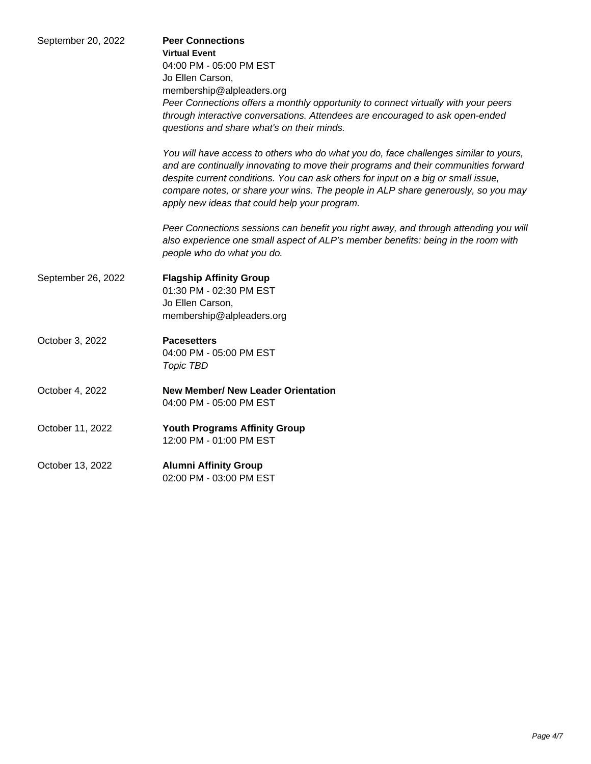September 20, 2022

**Peer Connections**
**Virtual Event**
04:00 PM - 05:00 PM EST
Jo Ellen Carson,
membership@alpleaders.org

*Peer Connections offers a monthly opportunity to connect virtually with your peers through interactive conversations. Attendees are encouraged to ask open-ended questions and share what's on their minds.*

*You will have access to others who do what you do, face challenges similar to yours, and are continually innovating to move their programs and their communities forward despite current conditions. You can ask others for input on a big or small issue, compare notes, or share your wins. The people in ALP share generously, so you may apply new ideas that could help your program.*

*Peer Connections sessions can benefit you right away, and through attending you will also experience one small aspect of ALP's member benefits: being in the room with people who do what you do.*

September 26, 2022

**Flagship Affinity Group**
01:30 PM - 02:30 PM EST
Jo Ellen Carson,
membership@alpleaders.org

October 3, 2022

**Pacesetters**
04:00 PM - 05:00 PM EST
*Topic TBD*

October 4, 2022

**New Member/ New Leader Orientation**
04:00 PM - 05:00 PM EST

October 11, 2022

**Youth Programs Affinity Group**
12:00 PM - 01:00 PM EST

October 13, 2022

**Alumni Affinity Group**
02:00 PM - 03:00 PM EST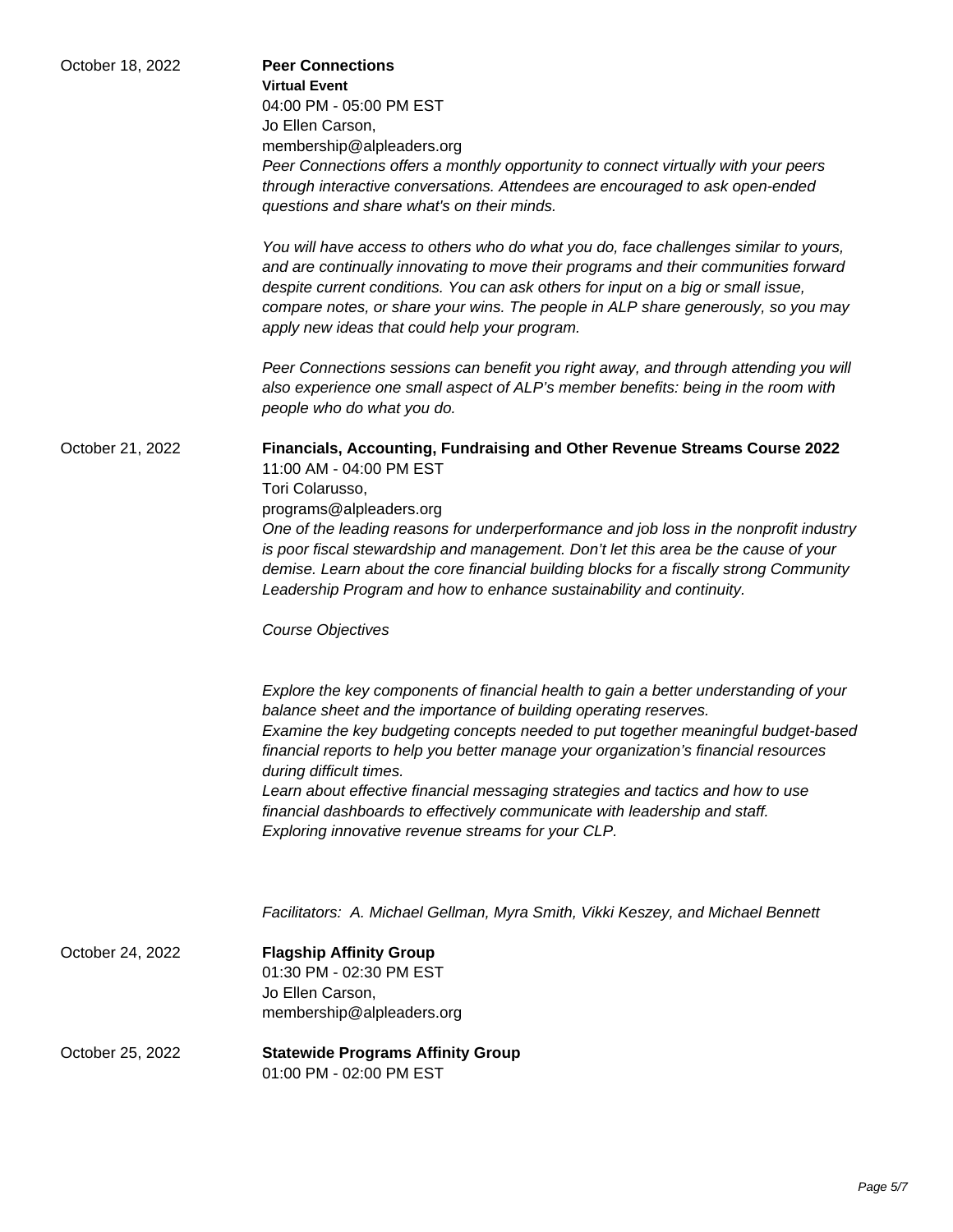October 18, 2022

**Peer Connections**
**Virtual Event**
04:00 PM - 05:00 PM EST
Jo Ellen Carson,
membership@alpleaders.org

*Peer Connections offers a monthly opportunity to connect virtually with your peers through interactive conversations. Attendees are encouraged to ask open-ended questions and share what's on their minds.*

*You will have access to others who do what you do, face challenges similar to yours, and are continually innovating to move their programs and their communities forward despite current conditions. You can ask others for input on a big or small issue, compare notes, or share your wins. The people in ALP share generously, so you may apply new ideas that could help your program.*

*Peer Connections sessions can benefit you right away, and through attending you will also experience one small aspect of ALP's member benefits: being in the room with people who do what you do.*

October 21, 2022

**Financials, Accounting, Fundraising and Other Revenue Streams Course 2022**
11:00 AM - 04:00 PM EST
Tori Colarusso,
programs@alpleaders.org

*One of the leading reasons for underperformance and job loss in the nonprofit industry is poor fiscal stewardship and management. Don't let this area be the cause of your demise. Learn about the core financial building blocks for a fiscally strong Community Leadership Program and how to enhance sustainability and continuity.*

*Course Objectives*

*Explore the key components of financial health to gain a better understanding of your balance sheet and the importance of building operating reserves.*
*Examine the key budgeting concepts needed to put together meaningful budget-based financial reports to help you better manage your organization's financial resources during difficult times.*
*Learn about effective financial messaging strategies and tactics and how to use financial dashboards to effectively communicate with leadership and staff.*
*Exploring innovative revenue streams for your CLP.*

*Facilitators: A. Michael Gellman, Myra Smith, Vikki Keszey, and Michael Bennett*

October 24, 2022

**Flagship Affinity Group**
01:30 PM - 02:30 PM EST
Jo Ellen Carson,
membership@alpleaders.org

October 25, 2022

**Statewide Programs Affinity Group**
01:00 PM - 02:00 PM EST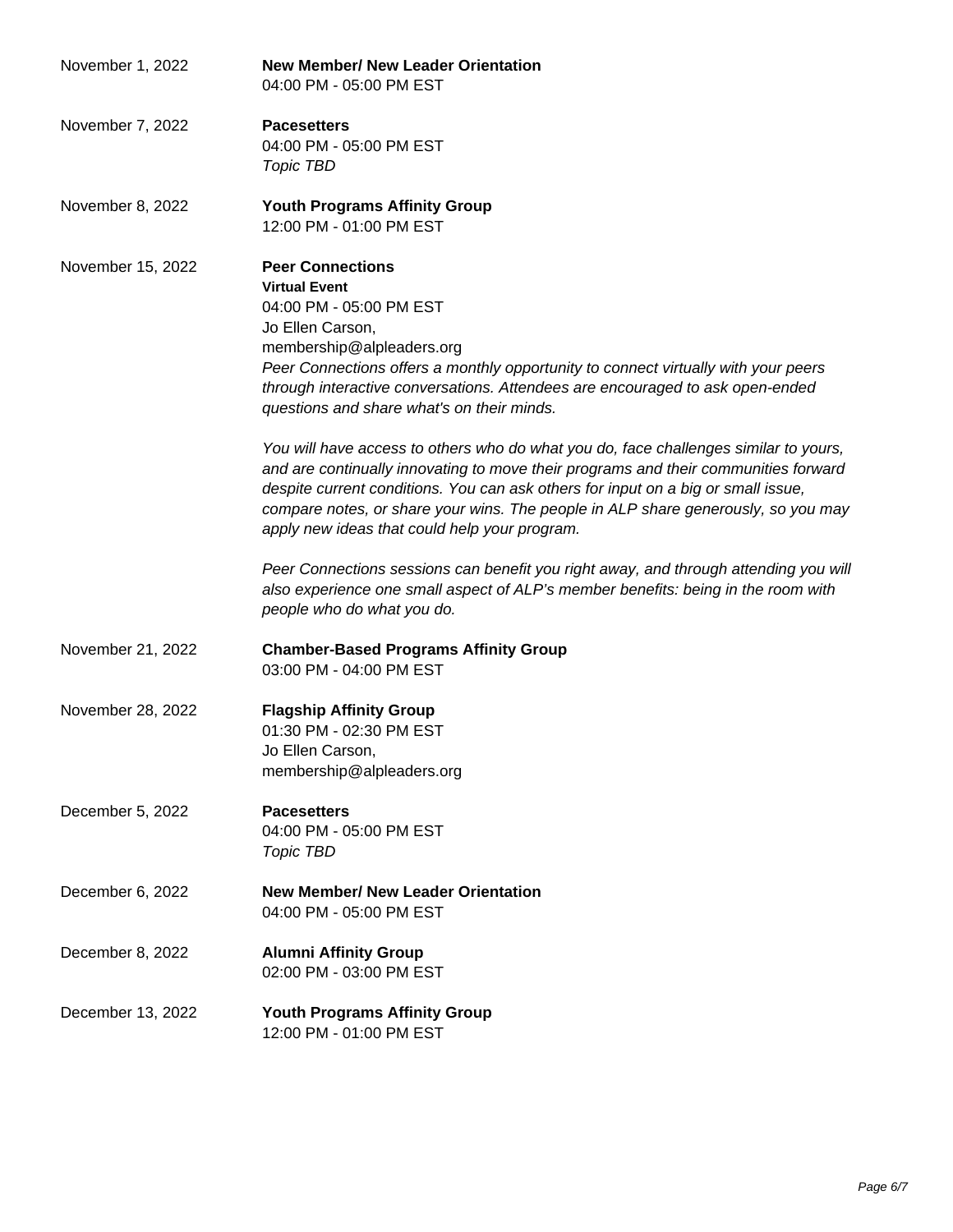November 1, 2022 — **New Member/ New Leader Orientation**
04:00 PM - 05:00 PM EST

November 7, 2022 — **Pacesetters**
04:00 PM - 05:00 PM EST
*Topic TBD*

November 8, 2022 — **Youth Programs Affinity Group**
12:00 PM - 01:00 PM EST

November 15, 2022 — **Peer Connections**
**Virtual Event**
04:00 PM - 05:00 PM EST
Jo Ellen Carson,
membership@alpleaders.org

*Peer Connections offers a monthly opportunity to connect virtually with your peers through interactive conversations. Attendees are encouraged to ask open-ended questions and share what's on their minds.*

*You will have access to others who do what you do, face challenges similar to yours, and are continually innovating to move their programs and their communities forward despite current conditions. You can ask others for input on a big or small issue, compare notes, or share your wins. The people in ALP share generously, so you may apply new ideas that could help your program.*

*Peer Connections sessions can benefit you right away, and through attending you will also experience one small aspect of ALP's member benefits: being in the room with people who do what you do.*

November 21, 2022 — **Chamber-Based Programs Affinity Group**
03:00 PM - 04:00 PM EST

November 28, 2022 — **Flagship Affinity Group**
01:30 PM - 02:30 PM EST
Jo Ellen Carson,
membership@alpleaders.org

December 5, 2022 — **Pacesetters**
04:00 PM - 05:00 PM EST
*Topic TBD*

December 6, 2022 — **New Member/ New Leader Orientation**
04:00 PM - 05:00 PM EST

December 8, 2022 — **Alumni Affinity Group**
02:00 PM - 03:00 PM EST

December 13, 2022 — **Youth Programs Affinity Group**
12:00 PM - 01:00 PM EST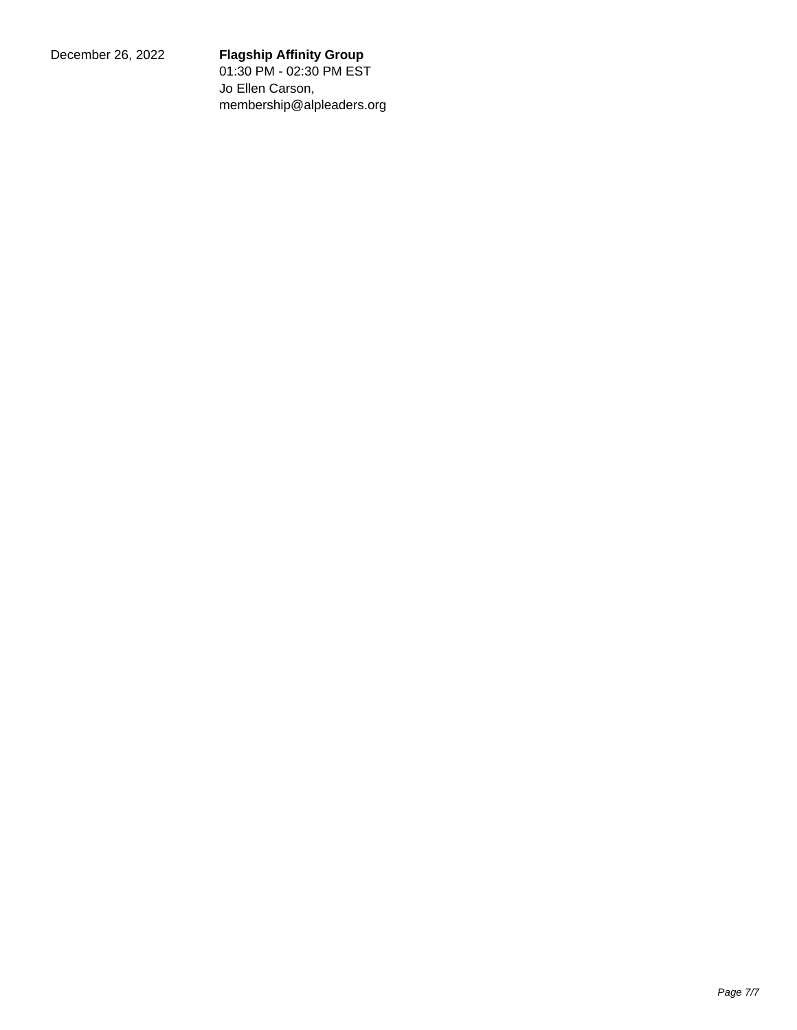December 26, 2022

**Flagship Affinity Group**
01:30 PM - 02:30 PM EST
Jo Ellen Carson,
membership@alpleaders.org